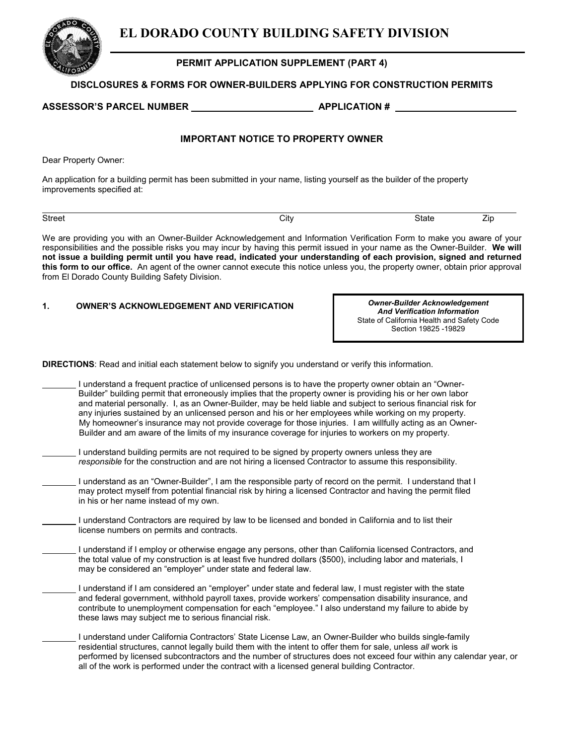# EL DORADO COUNTY BUILDING SAFETY DIVISION

## PERMIT APPLICATION SUPPLEMENT (PART 4)

### DISCLOSURES & FORMS FOR OWNER-BUILDERS APPLYING FOR CONSTRUCTION PERMITS

**ASSESSOR'S PARCEL NUMBER** ______________________ **APPLICATION #** ______________________

### IMPORTANT NOTICE TO PROPERTY OWNER

Dear Property Owner:

An application for a building permit has been submitted in your name, listing yourself as the builder of the property improvements specified at:

_____________________________________________________________________________

Street City State Zip

We are providing you with an Owner-Builder Acknowledgement and Information Verification Form to make you aware of your responsibilities and the possible risks you may incur by having this permit issued in your name as the Owner-Builder. **We will not issue a building permit until you have read, indicated your understanding of each provision, signed and returned this form to our office.** An agent of the owner cannot execute this notice unless you, the property owner, obtain prior approval from El Dorado County Building Safety Division.

**1. OWNER'S ACKNOWLEDGEMENT AND VERIFICATION**

***Owner-Builder Acknowledgement And Verification Information***
State of California Health and Safety Code Section 19825 -19829

**DIRECTIONS**: Read and initial each statement below to signify you understand or verify this information.

________ I understand a frequent practice of unlicensed persons is to have the property owner obtain an "Owner-Builder" building permit that erroneously implies that the property owner is providing his or her own labor and material personally. I, as an Owner-Builder, may be held liable and subject to serious financial risk for any injuries sustained by an unlicensed person and his or her employees while working on my property. My homeowner's insurance may not provide coverage for those injuries. I am willfully acting as an Owner-Builder and am aware of the limits of my insurance coverage for injuries to workers on my property.

________ I understand building permits are not required to be signed by property owners unless they are *responsible* for the construction and are not hiring a licensed Contractor to assume this responsibility.

________ I understand as an "Owner-Builder", I am the responsible party of record on the permit. I understand that I may protect myself from potential financial risk by hiring a licensed Contractor and having the permit filed in his or her name instead of my own.

________ I understand Contractors are required by law to be licensed and bonded in California and to list their license numbers on permits and contracts.

________ I understand if I employ or otherwise engage any persons, other than California licensed Contractors, and the total value of my construction is at least five hundred dollars ($500), including labor and materials, I may be considered an "employer" under state and federal law.

________ I understand if I am considered an "employer" under state and federal law, I must register with the state and federal government, withhold payroll taxes, provide workers' compensation disability insurance, and contribute to unemployment compensation for each "employee." I also understand my failure to abide by these laws may subject me to serious financial risk.

________ I understand under California Contractors' State License Law, an Owner-Builder who builds single-family residential structures, cannot legally build them with the intent to offer them for sale, unless *all* work is performed by licensed subcontractors and the number of structures does not exceed four within any calendar year, or all of the work is performed under the contract with a licensed general building Contractor.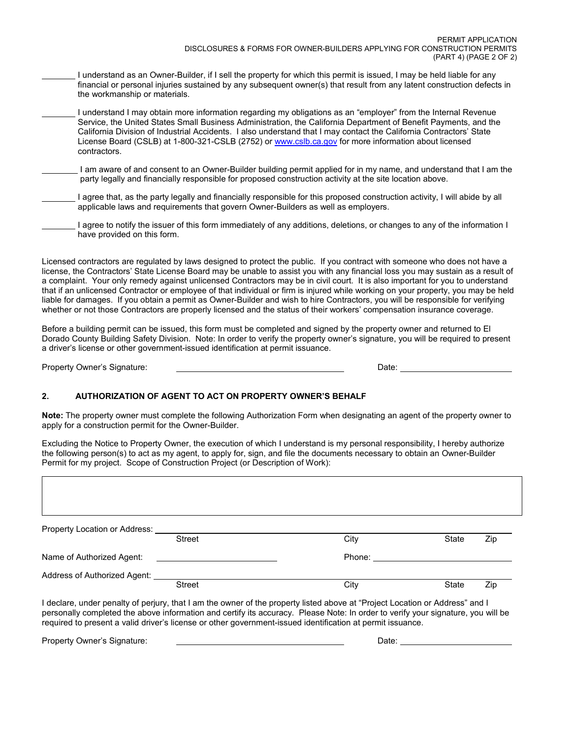________ I understand as an Owner-Builder, if I sell the property for which this permit is issued, I may be held liable for any financial or personal injuries sustained by any subsequent owner(s) that result from any latent construction defects in the workmanship or materials.

________ I understand I may obtain more information regarding my obligations as an "employer" from the Internal Revenue Service, the United States Small Business Administration, the California Department of Benefit Payments, and the California Division of Industrial Accidents. I also understand that I may contact the California Contractors' State License Board (CSLB) at 1-800-321-CSLB (2752) or [www.cslb.ca.gov](http://www.cslb.ca.gov) for more information about licensed contractors.

________ I am aware of and consent to an Owner-Builder building permit applied for in my name, and understand that I am the party legally and financially responsible for proposed construction activity at the site location above.

________ I agree that, as the party legally and financially responsible for this proposed construction activity, I will abide by all applicable laws and requirements that govern Owner-Builders as well as employers.

________ I agree to notify the issuer of this form immediately of any additions, deletions, or changes to any of the information I have provided on this form.

Licensed contractors are regulated by laws designed to protect the public. If you contract with someone who does not have a license, the Contractors' State License Board may be unable to assist you with any financial loss you may sustain as a result of a complaint. Your only remedy against unlicensed Contractors may be in civil court. It is also important for you to understand that if an unlicensed Contractor or employee of that individual or firm is injured while working on your property, you may be held liable for damages. If you obtain a permit as Owner-Builder and wish to hire Contractors, you will be responsible for verifying whether or not those Contractors are properly licensed and the status of their workers' compensation insurance coverage.

Before a building permit can be issued, this form must be completed and signed by the property owner and returned to El Dorado County Building Safety Division. Note: In order to verify the property owner's signature, you will be required to present a driver's license or other government-issued identification at permit issuance.

Property Owner's Signature: ______________________________ Date: ____________________

## 2. AUTHORIZATION OF AGENT TO ACT ON PROPERTY OWNER'S BEHALF

**Note:** The property owner must complete the following Authorization Form when designating an agent of the property owner to apply for a construction permit for the Owner-Builder.

Excluding the Notice to Property Owner, the execution of which I understand is my personal responsibility, I hereby authorize the following person(s) to act as my agent, to apply for, sign, and file the documents necessary to obtain an Owner-Builder Permit for my project. Scope of Construction Project (or Description of Work):

| |
|---|
| |

Property Location or Address: ______________________________________________
Street City State Zip

Name of Authorized Agent: ______________________ Phone: ______________________

Address of Authorized Agent: ______________________________________________
Street City State Zip

I declare, under penalty of perjury, that I am the owner of the property listed above at "Project Location or Address" and I personally completed the above information and certify its accuracy. Please Note: In order to verify your signature, you will be required to present a valid driver's license or other government-issued identification at permit issuance.

Property Owner's Signature: ______________________________ Date: ____________________